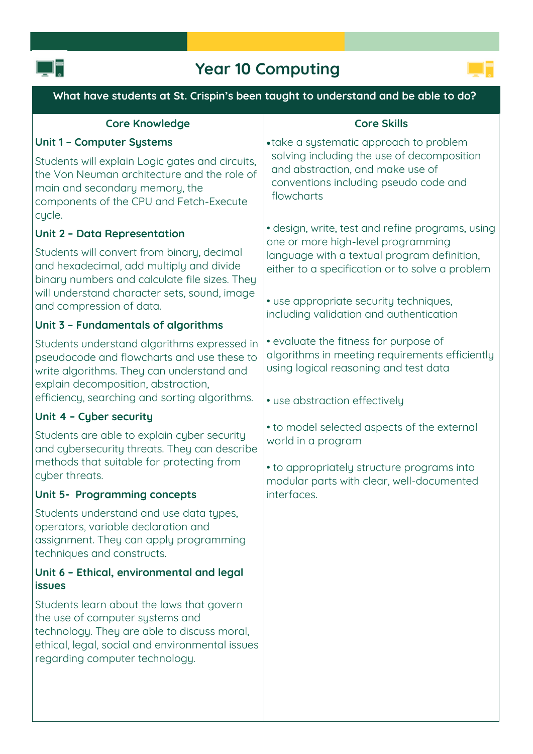# Year 10 Computing

**What have students at St. Crispin's been taught to understand and be able to do?**

## Core Knowledge

### Unit 1 – Computer Systems

Students will explain Logic gates and circuits, the Von Neuman architecture and the role of main and secondary memory, the components of the CPU and Fetch-Execute cycle.

### Unit 2 – Data Representation

Students will convert from binary, decimal and hexadecimal, add multiply and divide binary numbers and calculate file sizes. They will understand character sets, sound, image and compression of data.

### Unit 3 – Fundamentals of algorithms

Students understand algorithms expressed in pseudocode and flowcharts and use these to write algorithms. They can understand and explain decomposition, abstraction, efficiency, searching and sorting algorithms.

### Unit 4 – Cyber security

Students are able to explain cyber security and cybersecurity threats. They can describe methods that suitable for protecting from cyber threats.

### Unit 5- Programming concepts

Students understand and use data types, operators, variable declaration and assignment. They can apply programming techniques and constructs.

### Unit 6 – Ethical, environmental and legal issues

Students learn about the laws that govern the use of computer systems and technology. They are able to discuss moral, ethical, legal, social and environmental issues regarding computer technology.

## Core Skills

- take a systematic approach to problem solving including the use of decomposition and abstraction, and make use of conventions including pseudo code and flowcharts
- design, write, test and refine programs, using one or more high-level programming language with a textual program definition, either to a specification or to solve a problem
- use appropriate security techniques, including validation and authentication
- evaluate the fitness for purpose of algorithms in meeting requirements efficiently using logical reasoning and test data
- use abstraction effectively
- to model selected aspects of the external world in a program
- to appropriately structure programs into modular parts with clear, well-documented interfaces.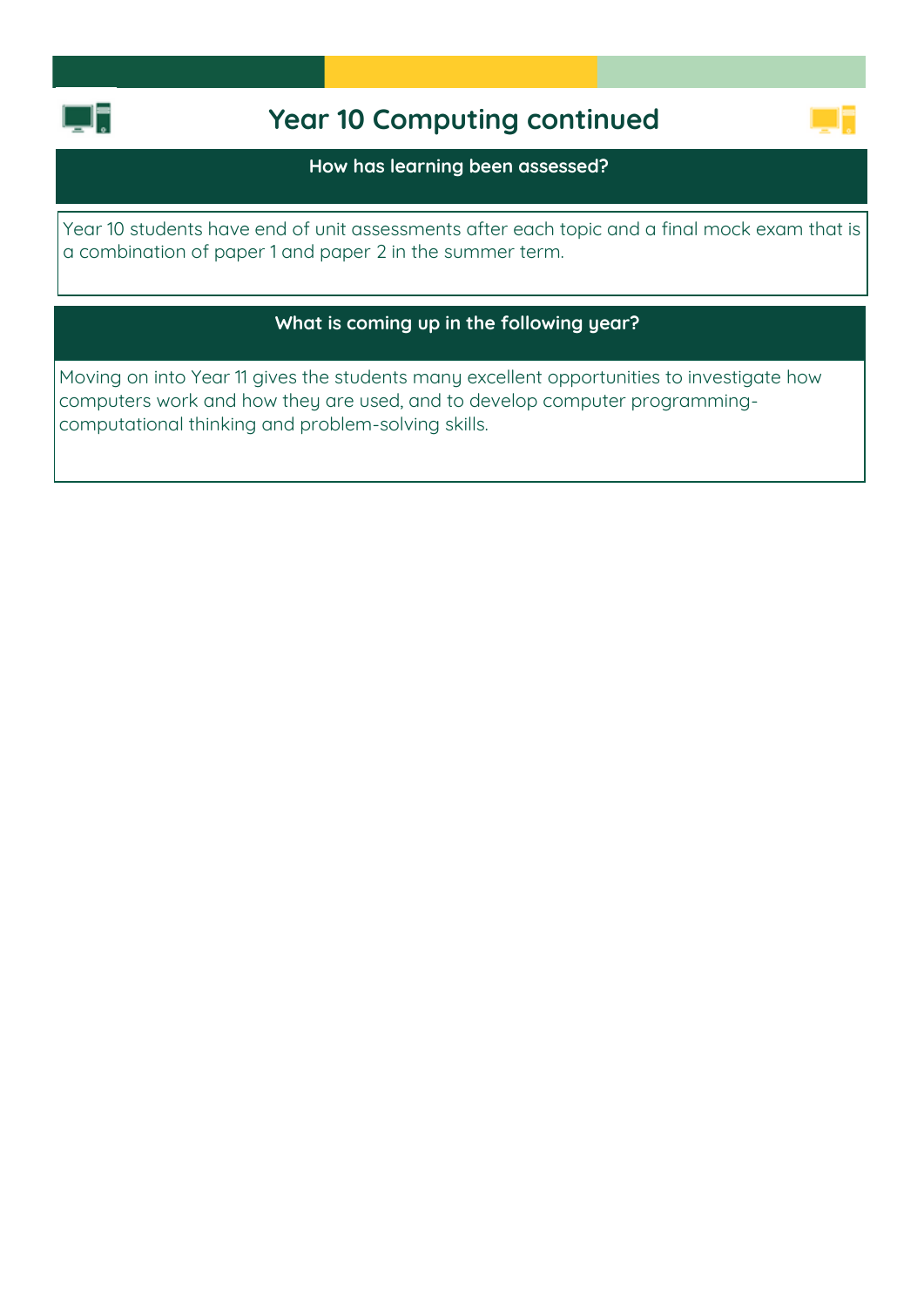# Year 10 Computing continued

## How has learning been assessed?

Year 10 students have end of unit assessments after each topic and a final mock exam that is a combination of paper 1 and paper 2 in the summer term.

## What is coming up in the following year?

Moving on into Year 11 gives the students many excellent opportunities to investigate how computers work and how they are used, and to develop computer programming-computational thinking and problem-solving skills.